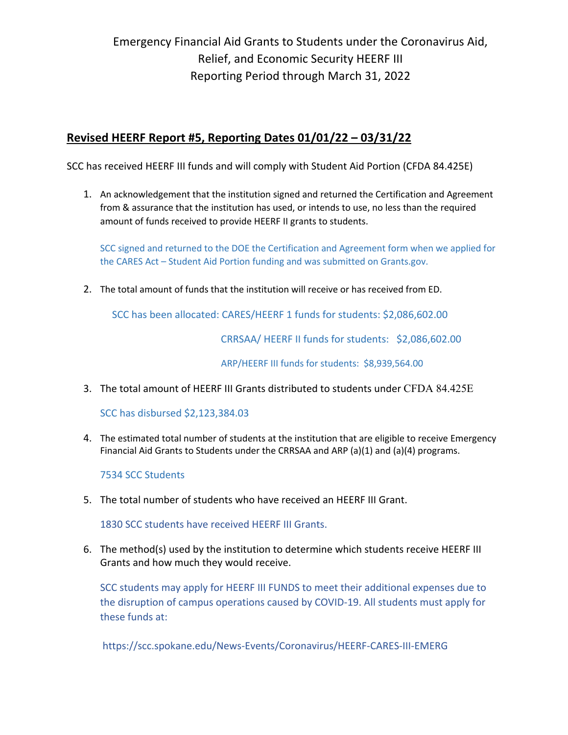# Emergency Financial Aid Grants to Students under the Coronavirus Aid, Relief, and Economic Security HEERF III
# Reporting Period through March 31, 2022

## Revised HEERF Report #5, Reporting Dates 01/01/22 – 03/31/22

SCC has received HEERF III funds and will comply with Student Aid Portion (CFDA 84.425E)

1. An acknowledgement that the institution signed and returned the Certification and Agreement from & assurance that the institution has used, or intends to use, no less than the required amount of funds received to provide HEERF II grants to students.

   SCC signed and returned to the DOE the Certification and Agreement form when we applied for the CARES Act – Student Aid Portion funding and was submitted on Grants.gov.

2. The total amount of funds that the institution will receive or has received from ED.

   SCC has been allocated: CARES/HEERF 1 funds for students: $2,086,602.00

   CRRSAA/ HEERF II funds for students: $2,086,602.00

   ARP/HEERF III funds for students: $8,939,564.00

3. The total amount of HEERF III Grants distributed to students under CFDA 84.425E

   SCC has disbursed $2,123,384.03

4. The estimated total number of students at the institution that are eligible to receive Emergency Financial Aid Grants to Students under the CRRSAA and ARP (a)(1) and (a)(4) programs.

   7534 SCC Students

5. The total number of students who have received an HEERF III Grant.

   1830 SCC students have received HEERF III Grants.

6. The method(s) used by the institution to determine which students receive HEERF III Grants and how much they would receive.

   SCC students may apply for HEERF III FUNDS to meet their additional expenses due to the disruption of campus operations caused by COVID-19. All students must apply for these funds at:

   https://scc.spokane.edu/News-Events/Coronavirus/HEERF-CARES-III-EMERG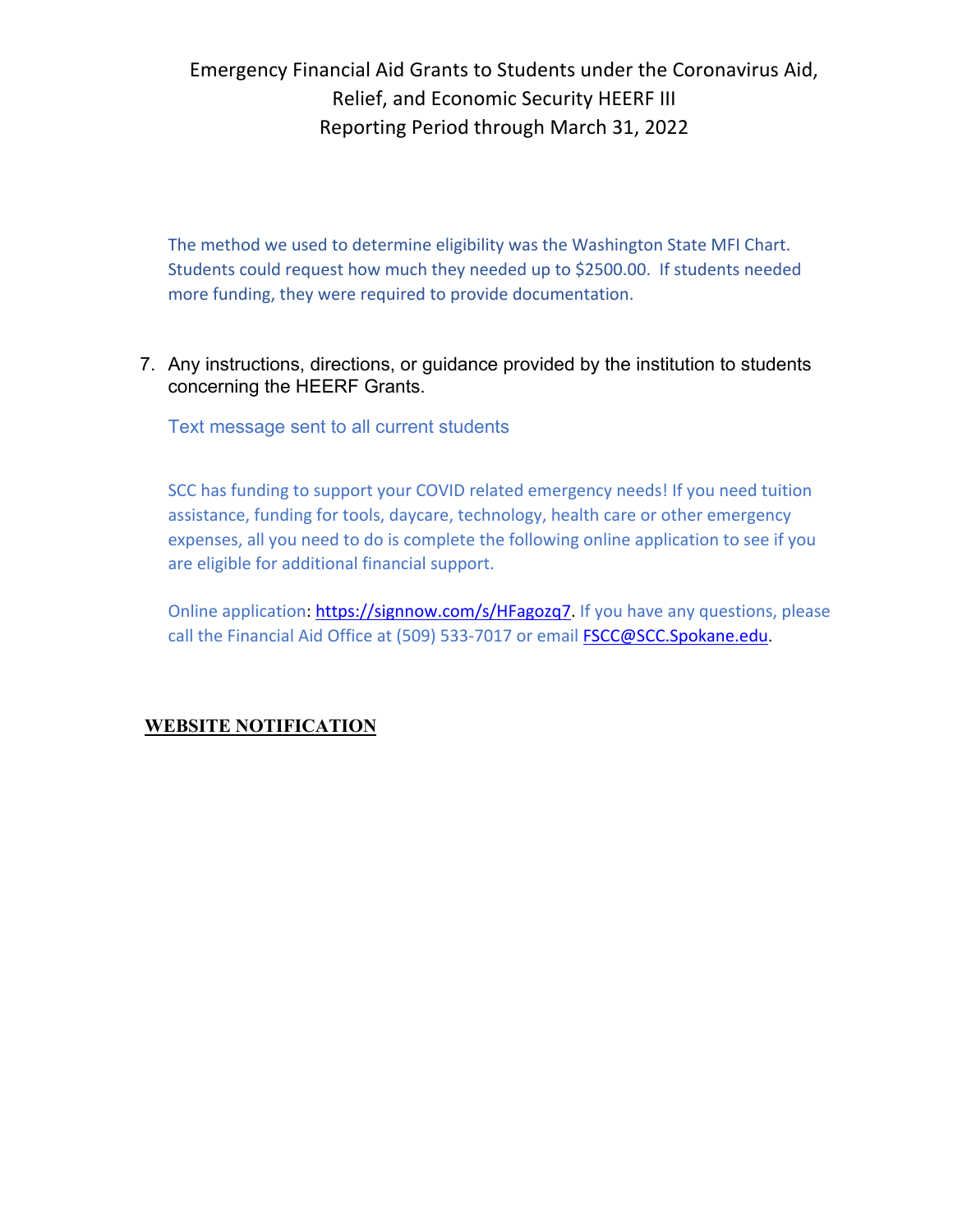Emergency Financial Aid Grants to Students under the Coronavirus Aid, Relief, and Economic Security HEERF III
Reporting Period through March 31, 2022

The method we used to determine eligibility was the Washington State MFI Chart. Students could request how much they needed up to $2500.00. If students needed more funding, they were required to provide documentation.

7. Any instructions, directions, or guidance provided by the institution to students concerning the HEERF Grants.

   Text message sent to all current students

   SCC has funding to support your COVID related emergency needs! If you need tuition assistance, funding for tools, daycare, technology, health care or other emergency expenses, all you need to do is complete the following online application to see if you are eligible for additional financial support.

   Online application: https://signnow.com/s/HFagozq7. If you have any questions, please call the Financial Aid Office at (509) 533-7017 or email FSCC@SCC.Spokane.edu.

**WEBSITE NOTIFICATION**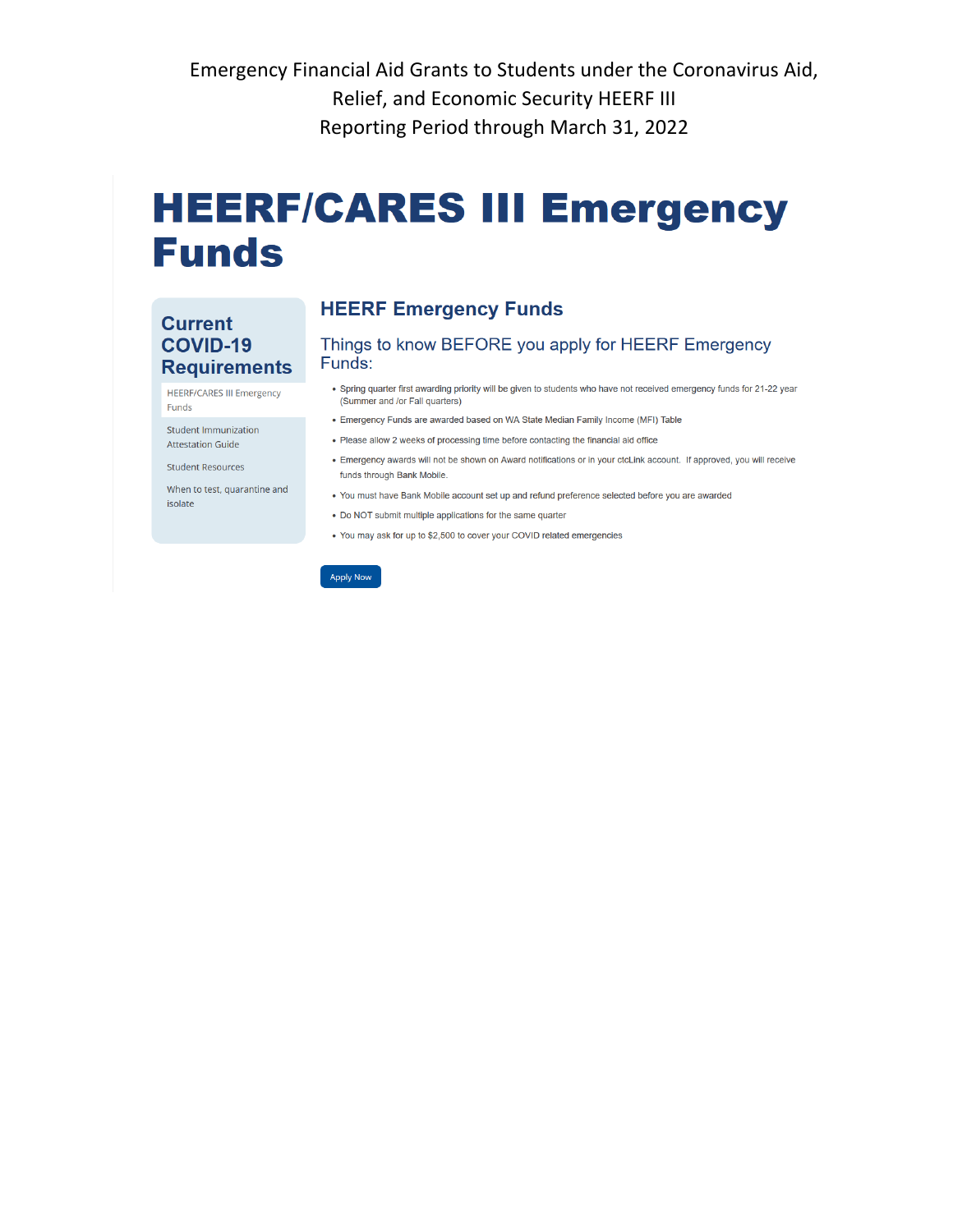Emergency Financial Aid Grants to Students under the Coronavirus Aid, Relief, and Economic Security HEERF III
Reporting Period through March 31, 2022

# HEERF/CARES III Emergency Funds

## Current COVID-19 Requirements

- HEERF/CARES III Emergency Funds
- Student Immunization Attestation Guide
- Student Resources
- When to test, quarantine and isolate

## HEERF Emergency Funds

### Things to know BEFORE you apply for HEERF Emergency Funds:

- Spring quarter first awarding priority will be given to students who have not received emergency funds for 21-22 year (Summer and /or Fall quarters)
- Emergency Funds are awarded based on WA State Median Family Income (MFI) Table
- Please allow 2 weeks of processing time before contacting the financial aid office
- Emergency awards will not be shown on Award notifications or in your ctcLink account. If approved, you will receive funds through Bank Mobile.
- You must have Bank Mobile account set up and refund preference selected before you are awarded
- Do NOT submit multiple applications for the same quarter
- You may ask for up to $2,500 to cover your COVID related emergencies

Apply Now